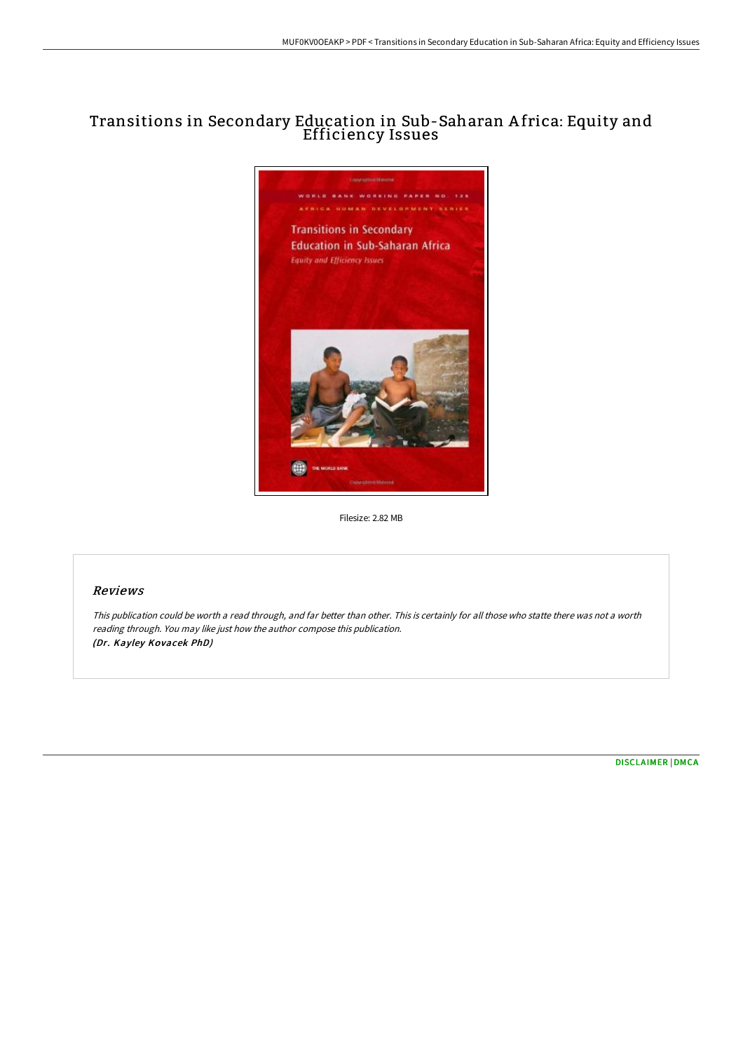# Transitions in Secondary Education in Sub-Saharan Africa: Equity and Efficiency Issues

Filesize: 2.82 MB

## Reviews

*This publication could be worth a read through, and far better than other. This is certainly for all those who statte there was not a worth reading through. You may like just how the author compose this publication.*
*(Dr. Kayley Kovacek PhD)*

DISCLAIMER | DMCA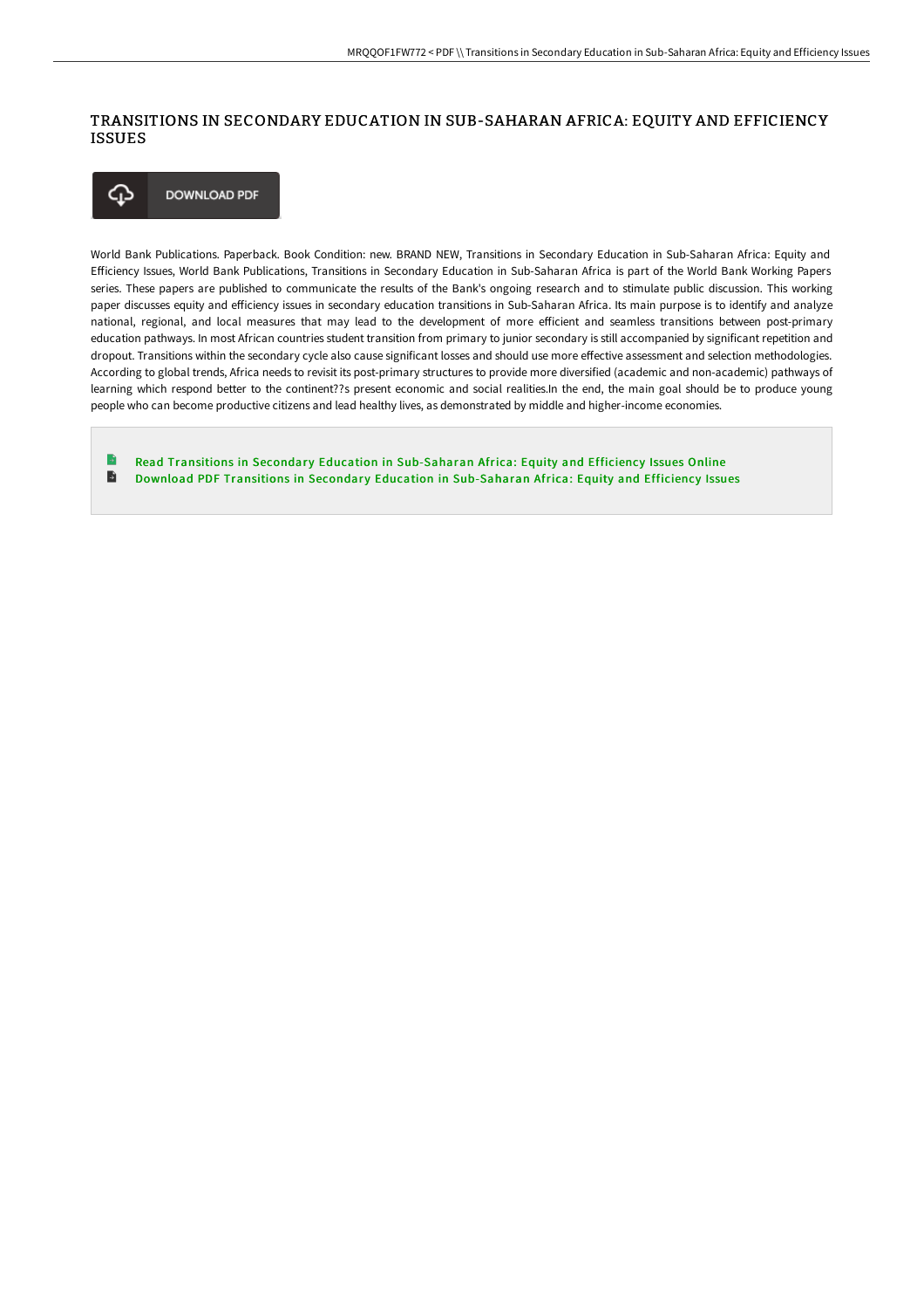# TRANSITIONS IN SECONDARY EDUCATION IN SUB-SAHARAN AFRICA: EQUITY AND EFFICIENCY ISSUES

DOWNLOAD PDF

World Bank Publications. Paperback. Book Condition: new. BRAND NEW, Transitions in Secondary Education in Sub-Saharan Africa: Equity and Efficiency Issues, World Bank Publications, Transitions in Secondary Education in Sub-Saharan Africa is part of the World Bank Working Papers series. These papers are published to communicate the results of the Bank's ongoing research and to stimulate public discussion. This working paper discusses equity and efficiency issues in secondary education transitions in Sub-Saharan Africa. Its main purpose is to identify and analyze national, regional, and local measures that may lead to the development of more efficient and seamless transitions between post-primary education pathways. In most African countries student transition from primary to junior secondary is still accompanied by significant repetition and dropout. Transitions within the secondary cycle also cause significant losses and should use more effective assessment and selection methodologies. According to global trends, Africa needs to revisit its post-primary structures to provide more diversified (academic and non-academic) pathways of learning which respond better to the continent??s present economic and social realities.In the end, the main goal should be to produce young people who can become productive citizens and lead healthy lives, as demonstrated by middle and higher-income economies.

Read Transitions in Secondary Education in Sub-Saharan Africa: Equity and Efficiency Issues Online

Download PDF Transitions in Secondary Education in Sub-Saharan Africa: Equity and Efficiency Issues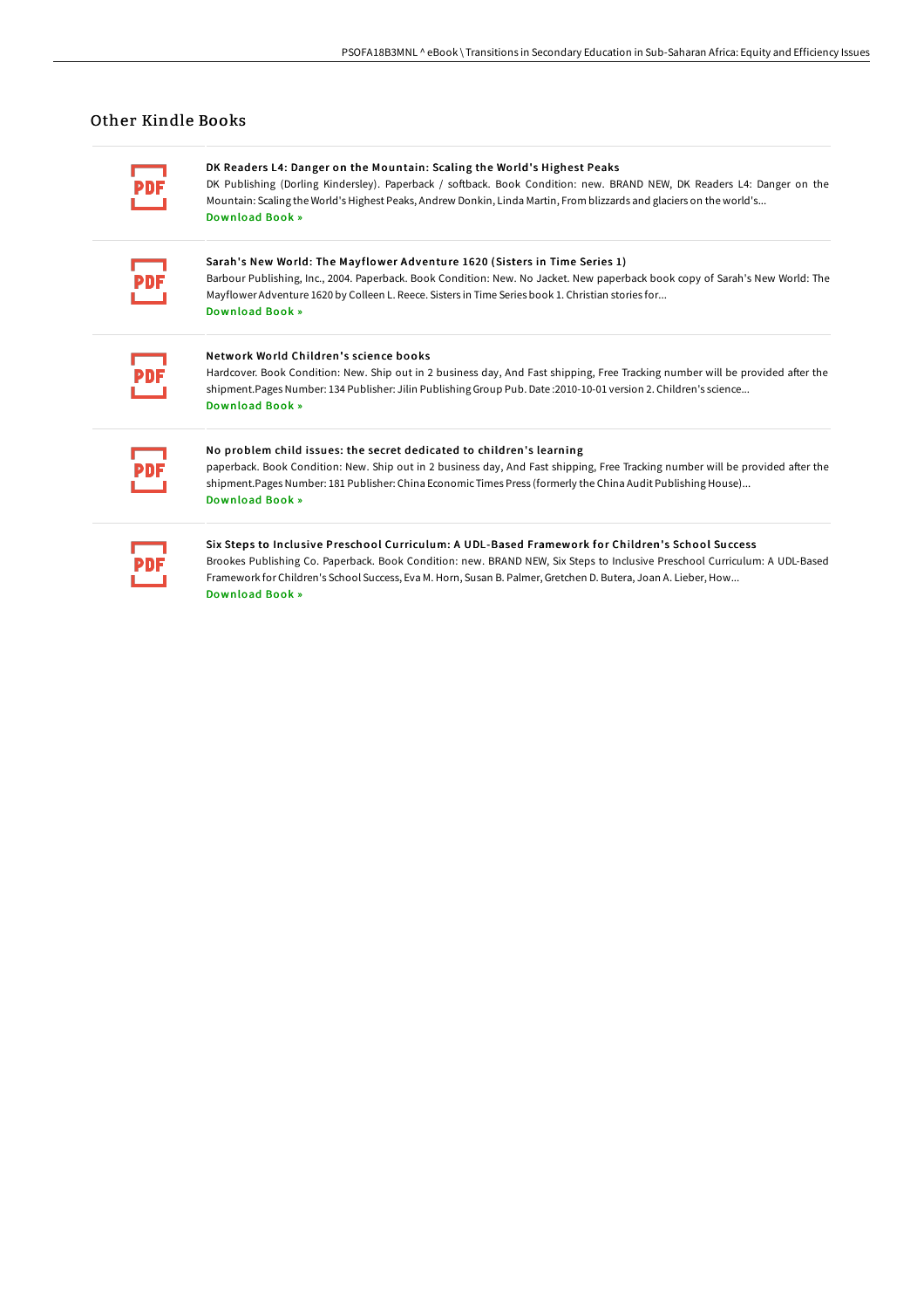## Other Kindle Books

**DK Readers L4: Danger on the Mountain: Scaling the World's Highest Peaks**

DK Publishing (Dorling Kindersley). Paperback / softback. Book Condition: new. BRAND NEW, DK Readers L4: Danger on the Mountain: Scaling the World's Highest Peaks, Andrew Donkin, Linda Martin, From blizzards and glaciers on the world's...

Download Book »

**Sarah's New World: The Mayflower Adventure 1620 (Sisters in Time Series 1)**

Barbour Publishing, Inc., 2004. Paperback. Book Condition: New. No Jacket. New paperback book copy of Sarah's New World: The Mayflower Adventure 1620 by Colleen L. Reece. Sisters in Time Series book 1. Christian stories for...

Download Book »

**Network World Children's science books**

Hardcover. Book Condition: New. Ship out in 2 business day, And Fast shipping, Free Tracking number will be provided after the shipment.Pages Number: 134 Publisher: Jilin Publishing Group Pub. Date :2010-10-01 version 2. Children's science...

Download Book »

**No problem child issues: the secret dedicated to children's learning**

paperback. Book Condition: New. Ship out in 2 business day, And Fast shipping, Free Tracking number will be provided after the shipment.Pages Number: 181 Publisher: China Economic Times Press (formerly the China Audit Publishing House)...

Download Book »

**Six Steps to Inclusive Preschool Curriculum: A UDL-Based Framework for Children's School Success**

Brookes Publishing Co. Paperback. Book Condition: new. BRAND NEW, Six Steps to Inclusive Preschool Curriculum: A UDL-Based Framework for Children's School Success, Eva M. Horn, Susan B. Palmer, Gretchen D. Butera, Joan A. Lieber, How...

Download Book »